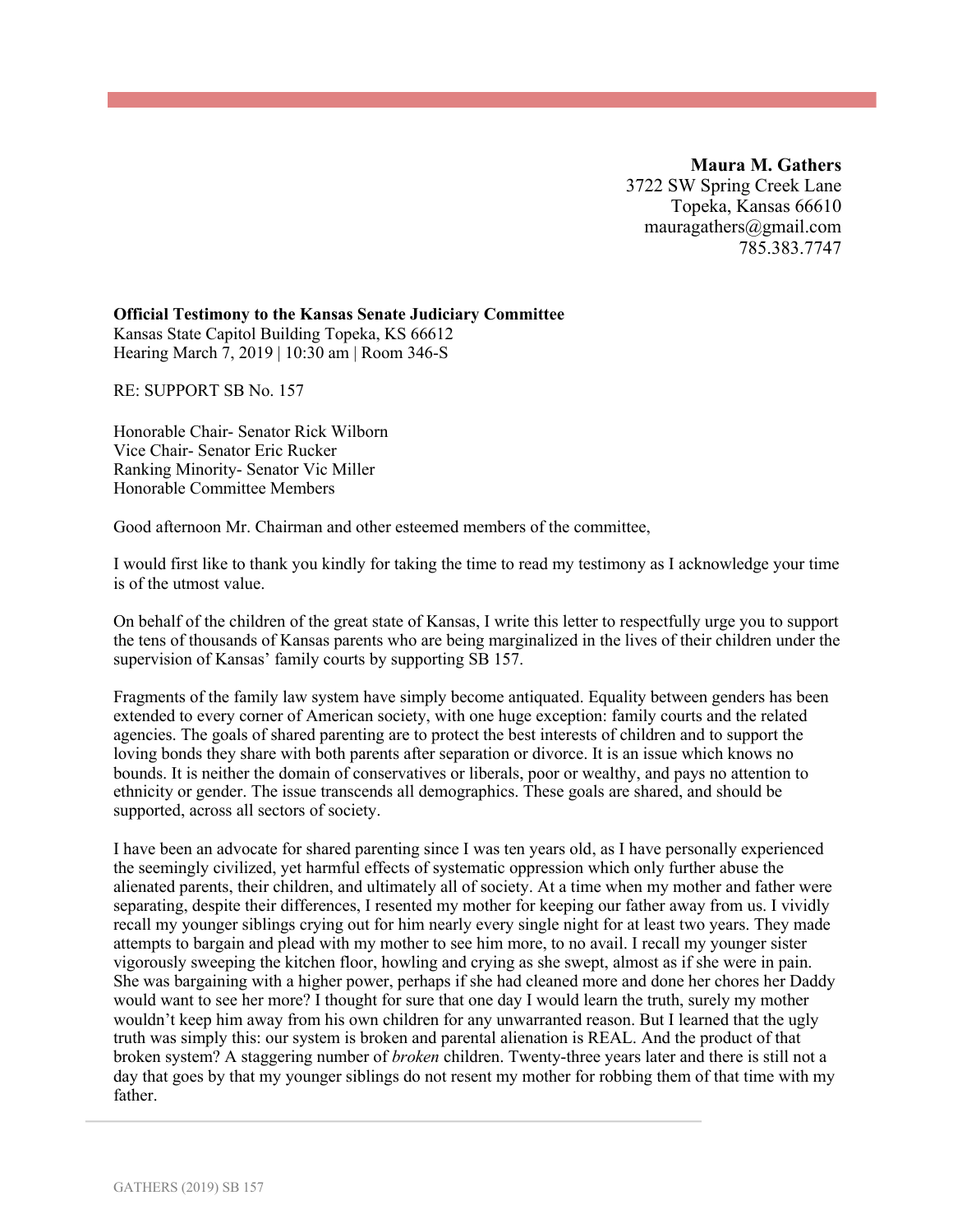**Maura M. Gathers**
3722 SW Spring Creek Lane
Topeka, Kansas 66610
mauragathers@gmail.com
785.383.7747

**Official Testimony to the Kansas Senate Judiciary Committee**
Kansas State Capitol Building Topeka, KS 66612
Hearing March 7, 2019 | 10:30 am | Room 346-S

RE: SUPPORT SB No. 157

Honorable Chair- Senator Rick Wilborn
Vice Chair- Senator Eric Rucker
Ranking Minority- Senator Vic Miller
Honorable Committee Members

Good afternoon Mr. Chairman and other esteemed members of the committee,

I would first like to thank you kindly for taking the time to read my testimony as I acknowledge your time is of the utmost value.

On behalf of the children of the great state of Kansas, I write this letter to respectfully urge you to support the tens of thousands of Kansas parents who are being marginalized in the lives of their children under the supervision of Kansas' family courts by supporting SB 157.

Fragments of the family law system have simply become antiquated. Equality between genders has been extended to every corner of American society, with one huge exception: family courts and the related agencies. The goals of shared parenting are to protect the best interests of children and to support the loving bonds they share with both parents after separation or divorce. It is an issue which knows no bounds. It is neither the domain of conservatives or liberals, poor or wealthy, and pays no attention to ethnicity or gender. The issue transcends all demographics. These goals are shared, and should be supported, across all sectors of society.

I have been an advocate for shared parenting since I was ten years old, as I have personally experienced the seemingly civilized, yet harmful effects of systematic oppression which only further abuse the alienated parents, their children, and ultimately all of society. At a time when my mother and father were separating, despite their differences, I resented my mother for keeping our father away from us. I vividly recall my younger siblings crying out for him nearly every single night for at least two years. They made attempts to bargain and plead with my mother to see him more, to no avail. I recall my younger sister vigorously sweeping the kitchen floor, howling and crying as she swept, almost as if she were in pain. She was bargaining with a higher power, perhaps if she had cleaned more and done her chores her Daddy would want to see her more? I thought for sure that one day I would learn the truth, surely my mother wouldn't keep him away from his own children for any unwarranted reason. But I learned that the ugly truth was simply this: our system is broken and parental alienation is REAL. And the product of that broken system? A staggering number of *broken* children. Twenty-three years later and there is still not a day that goes by that my younger siblings do not resent my mother for robbing them of that time with my father.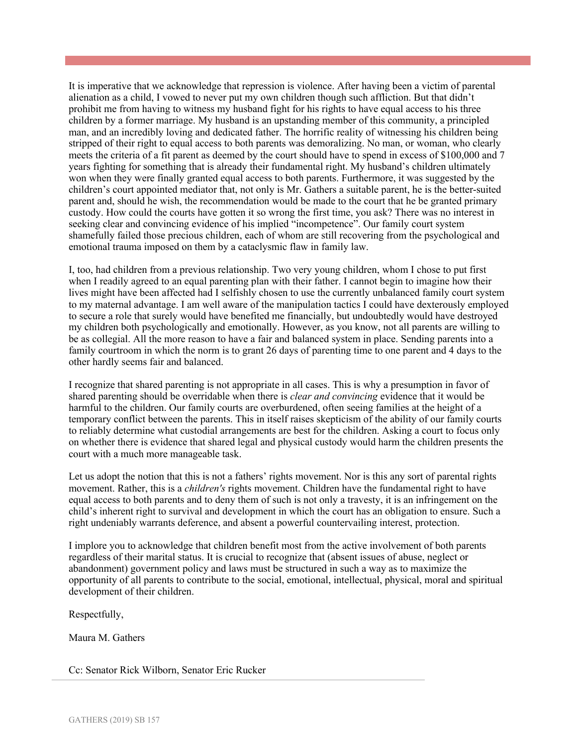It is imperative that we acknowledge that repression is violence. After having been a victim of parental alienation as a child, I vowed to never put my own children though such affliction. But that didn't prohibit me from having to witness my husband fight for his rights to have equal access to his three children by a former marriage. My husband is an upstanding member of this community, a principled man, and an incredibly loving and dedicated father. The horrific reality of witnessing his children being stripped of their right to equal access to both parents was demoralizing. No man, or woman, who clearly meets the criteria of a fit parent as deemed by the court should have to spend in excess of $100,000 and 7 years fighting for something that is already their fundamental right. My husband's children ultimately won when they were finally granted equal access to both parents. Furthermore, it was suggested by the children's court appointed mediator that, not only is Mr. Gathers a suitable parent, he is the better-suited parent and, should he wish, the recommendation would be made to the court that he be granted primary custody. How could the courts have gotten it so wrong the first time, you ask? There was no interest in seeking clear and convincing evidence of his implied "incompetence". Our family court system shamefully failed those precious children, each of whom are still recovering from the psychological and emotional trauma imposed on them by a cataclysmic flaw in family law.

I, too, had children from a previous relationship. Two very young children, whom I chose to put first when I readily agreed to an equal parenting plan with their father. I cannot begin to imagine how their lives might have been affected had I selfishly chosen to use the currently unbalanced family court system to my maternal advantage. I am well aware of the manipulation tactics I could have dexterously employed to secure a role that surely would have benefited me financially, but undoubtedly would have destroyed my children both psychologically and emotionally. However, as you know, not all parents are willing to be as collegial. All the more reason to have a fair and balanced system in place. Sending parents into a family courtroom in which the norm is to grant 26 days of parenting time to one parent and 4 days to the other hardly seems fair and balanced.

I recognize that shared parenting is not appropriate in all cases. This is why a presumption in favor of shared parenting should be overridable when there is *clear and convincing* evidence that it would be harmful to the children. Our family courts are overburdened, often seeing families at the height of a temporary conflict between the parents. This in itself raises skepticism of the ability of our family courts to reliably determine what custodial arrangements are best for the children. Asking a court to focus only on whether there is evidence that shared legal and physical custody would harm the children presents the court with a much more manageable task.

Let us adopt the notion that this is not a fathers' rights movement. Nor is this any sort of parental rights movement. Rather, this is a *children's* rights movement. Children have the fundamental right to have equal access to both parents and to deny them of such is not only a travesty, it is an infringement on the child's inherent right to survival and development in which the court has an obligation to ensure. Such a right undeniably warrants deference, and absent a powerful countervailing interest, protection.

I implore you to acknowledge that children benefit most from the active involvement of both parents regardless of their marital status. It is crucial to recognize that (absent issues of abuse, neglect or abandonment) government policy and laws must be structured in such a way as to maximize the opportunity of all parents to contribute to the social, emotional, intellectual, physical, moral and spiritual development of their children.

Respectfully,

Maura M. Gathers

Cc: Senator Rick Wilborn, Senator Eric Rucker